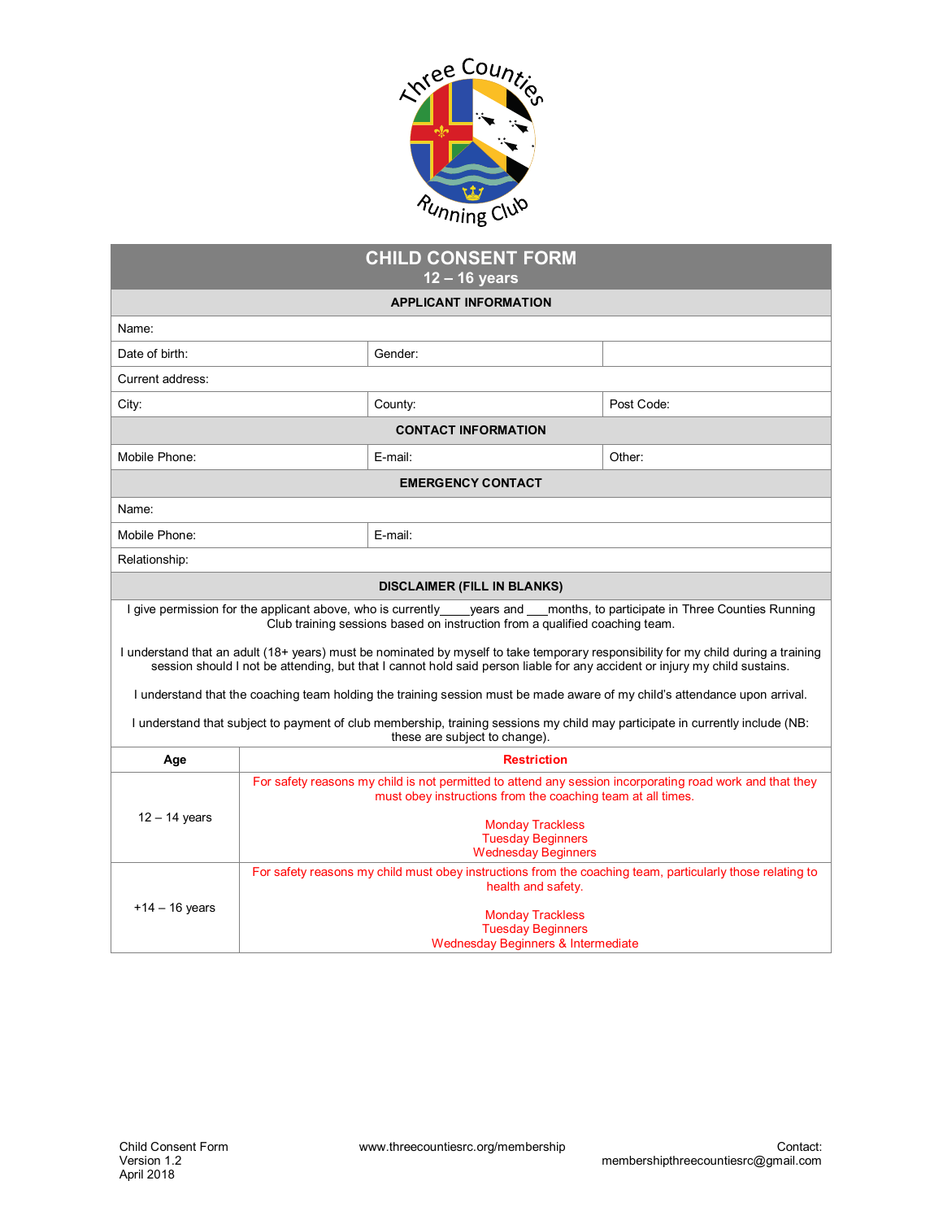Three Counties Running Club

# CHILD CONSENT FORM

## 12 – 16 years

| APPLICANT INFORMATION | | |
|---|---|---|
| Name: | | |
| Date of birth: | Gender: | |
| Current address: | | |
| City: | County: | Post Code: |

| CONTACT INFORMATION | | |
|---|---|---|
| Mobile Phone: | E-mail: | Other: |

| EMERGENCY CONTACT | |
|---|---|
| Name: | |
| Mobile Phone: | E-mail: |
| Relationship: | |

**DISCLAIMER (FILL IN BLANKS)**

I give permission for the applicant above, who is currently____years and ___months, to participate in Three Counties Running Club training sessions based on instruction from a qualified coaching team.

I understand that an adult (18+ years) must be nominated by myself to take temporary responsibility for my child during a training session should I not be attending, but that I cannot hold said person liable for any accident or injury my child sustains.

I understand that the coaching team holding the training session must be made aware of my child's attendance upon arrival.

I understand that subject to payment of club membership, training sessions my child may participate in currently include (NB: these are subject to change).

| Age | Restriction |
|---|---|
| 12 – 14 years | For safety reasons my child is not permitted to attend any session incorporating road work and that they must obey instructions from the coaching team at all times.<br><br>Monday Trackless<br>Tuesday Beginners<br>Wednesday Beginners |
| +14 – 16 years | For safety reasons my child must obey instructions from the coaching team, particularly those relating to health and safety.<br><br>Monday Trackless<br>Tuesday Beginners<br>Wednesday Beginners & Intermediate |

Child Consent Form
Version 1.2
April 2018

www.threecountiesrc.org/membership

Contact:
membershipthreecountiesrc@gmail.com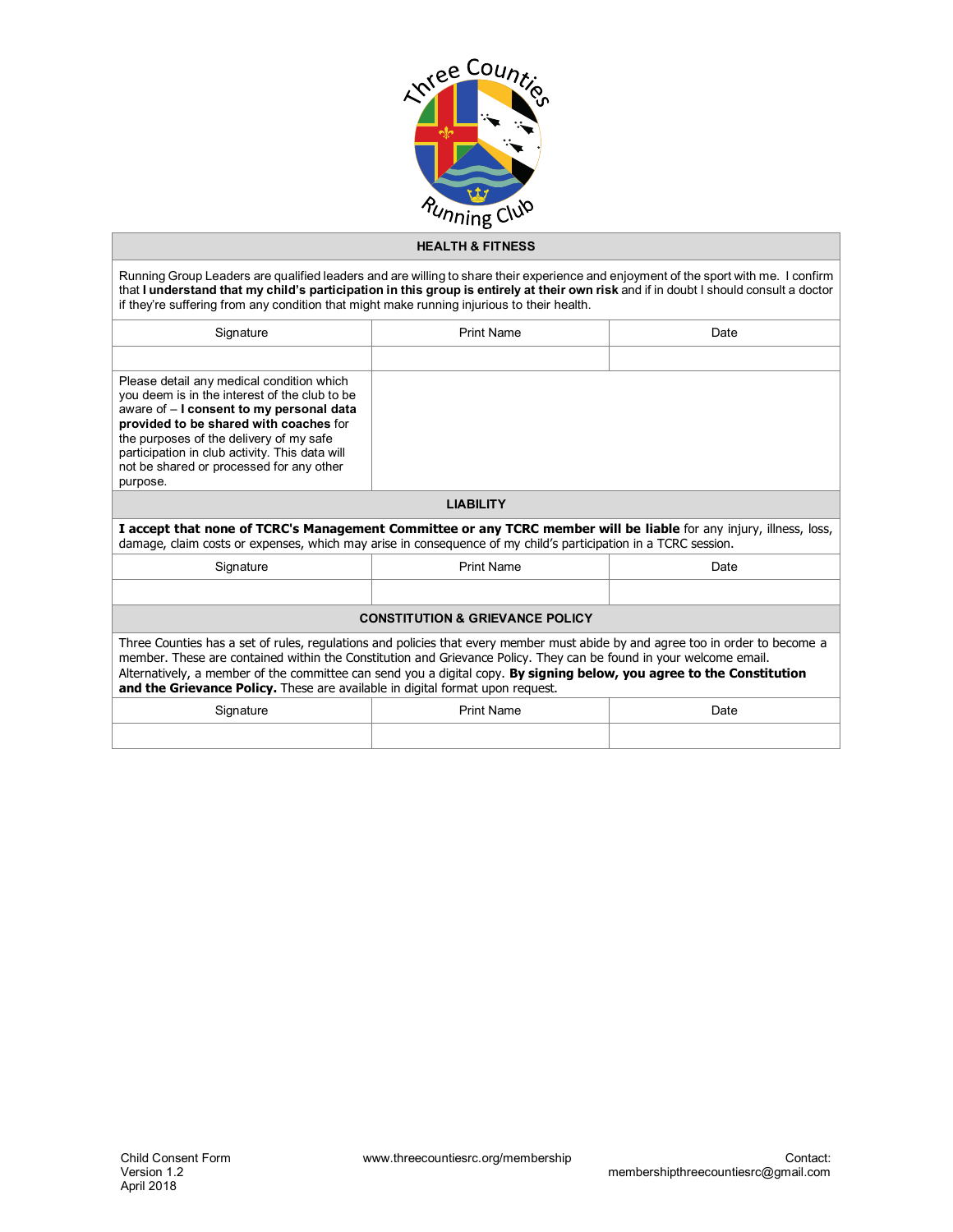| HEALTH & FITNESS | | |
|---|---|---|
| Running Group Leaders are qualified leaders and are willing to share their experience and enjoyment of the sport with me. I confirm that **I understand that my child's participation in this group is entirely at their own risk** and if in doubt I should consult a doctor if they're suffering from any condition that might make running injurious to their health. | | |
| Signature | Print Name | Date |
| | | |
| Please detail any medical condition which you deem is in the interest of the club to be aware of – **I consent to my personal data provided to be shared with coaches** for the purposes of the delivery of my safe participation in club activity. This data will not be shared or processed for any other purpose. | | |

| LIABILITY | | |
|---|---|---|
| **I accept that none of TCRC's Management Committee or any TCRC member will be liable** for any injury, illness, loss, damage, claim costs or expenses, which may arise in consequence of my child's participation in a TCRC session. | | |
| Signature | Print Name | Date |
| | | |

| CONSTITUTION & GRIEVANCE POLICY | | |
|---|---|---|
| Three Counties has a set of rules, regulations and policies that every member must abide by and agree too in order to become a member. These are contained within the Constitution and Grievance Policy. They can be found in your welcome email. Alternatively, a member of the committee can send you a digital copy. **By signing below, you agree to the Constitution and the Grievance Policy.** These are available in digital format upon request. | | |
| Signature | Print Name | Date |
| | | |

Child Consent Form
Version 1.2
April 2018

www.threecountiesrc.org/membership

Contact:
membershipthreecountiesrc@gmail.com